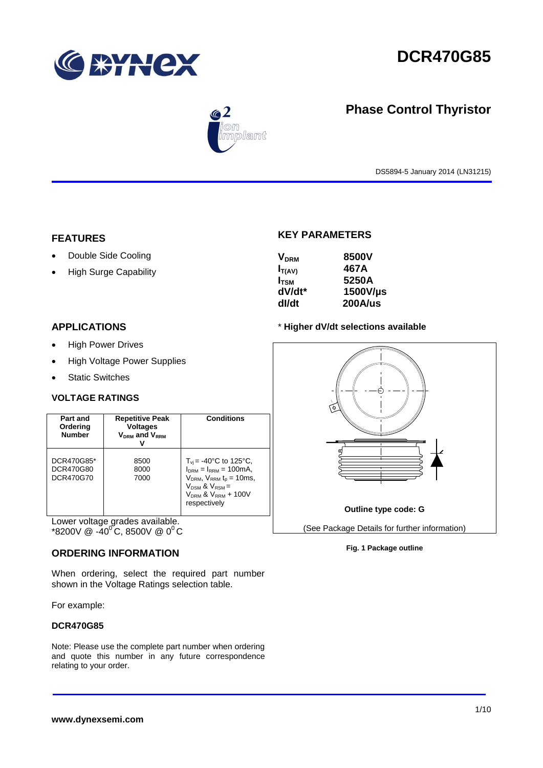# DCR470G85

## Phase Control Thyristor

DS5894-5 January 2014 (LN31215)

## FEATURES

- Double Side Cooling
- High Surge Capability

## APPLICATIONS

- High Power Drives
- High Voltage Power Supplies
- Static Switches

## KEY PARAMETERS

| | |
|---|---|
| $V_{DRM}$ | **8500V** |
| $I_{T(AV)}$ | **467A** |
| $I_{TSM}$ | **5250A** |
| dV/dt* | **1500V/µs** |
| dI/dt | **200A/us** |

\* **Higher dV/dt selections available**

## VOLTAGE RATINGS

| Part and Ordering Number | Repetitive Peak Voltages $V_{DRM}$ and $V_{RRM}$ V | Conditions |
|---|---|---|
| DCR470G85*<br>DCR470G80<br>DCR470G70 | 8500<br>8000<br>7000 | $T_{vj}$ = -40°C to 125°C, $I_{DRM}$ = $I_{RRM}$ = 100mA, $V_{DRM}$, $V_{RRM}$ $t_p$ = 10ms, $V_{DSM}$ & $V_{RSM}$ = $V_{DRM}$ & $V_{RRM}$ + 100V respectively |

Lower voltage grades available.
*8200V @ -40°C, 8500V @ 0°C

**Outline type code: G**

(See Package Details for further information)

**Fig. 1 Package outline**

## ORDERING INFORMATION

When ordering, select the required part number shown in the Voltage Ratings selection table.

For example:

**DCR470G85**

Note: Please use the complete part number when ordering and quote this number in any future correspondence relating to your order.

**www.dynexsemi.com**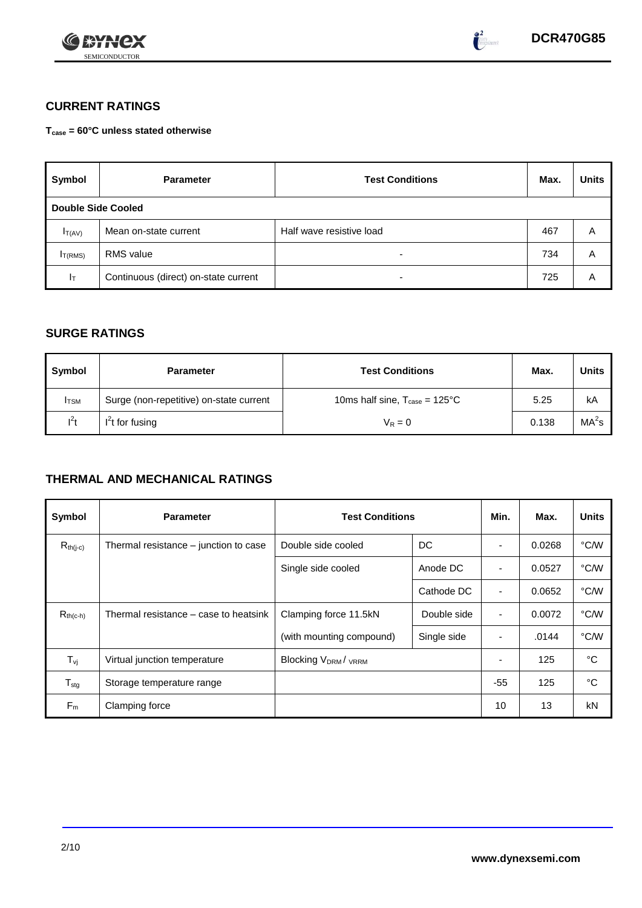## CURRENT RATINGS

**$T_{case}$ = 60°C unless stated otherwise**

| Symbol | Parameter | Test Conditions | Max. | Units |
|---|---|---|---|---|
| **Double Side Cooled** | | | | |
| $I_{T(AV)}$ | Mean on-state current | Half wave resistive load | 467 | A |
| $I_{T(RMS)}$ | RMS value | - | 734 | A |
| $I_T$ | Continuous (direct) on-state current | - | 725 | A |

## SURGE RATINGS

| Symbol | Parameter | Test Conditions | Max. | Units |
|---|---|---|---|---|
| $I_{TSM}$ | Surge (non-repetitive) on-state current | 10ms half sine, $T_{case}$ = 125°C | 5.25 | kA |
| $I^2t$ | $I^2t$ for fusing | $V_R = 0$ | 0.138 | $MA^2s$ |

## THERMAL AND MECHANICAL RATINGS

| Symbol | Parameter | Test Conditions | | Min. | Max. | Units |
|---|---|---|---|---|---|---|
| $R_{th(j-c)}$ | Thermal resistance – junction to case | Double side cooled | DC | - | 0.0268 | °C/W |
| | | Single side cooled | Anode DC | - | 0.0527 | °C/W |
| | | | Cathode DC | - | 0.0652 | °C/W |
| $R_{th(c-h)}$ | Thermal resistance – case to heatsink | Clamping force 11.5kN | Double side | - | 0.0072 | °C/W |
| | | (with mounting compound) | Single side | - | .0144 | °C/W |
| $T_{vj}$ | Virtual junction temperature | Blocking $V_{DRM}$ / $V_{RRM}$ | | - | 125 | °C |
| $T_{stg}$ | Storage temperature range | | | -55 | 125 | °C |
| $F_m$ | Clamping force | | | 10 | 13 | kN |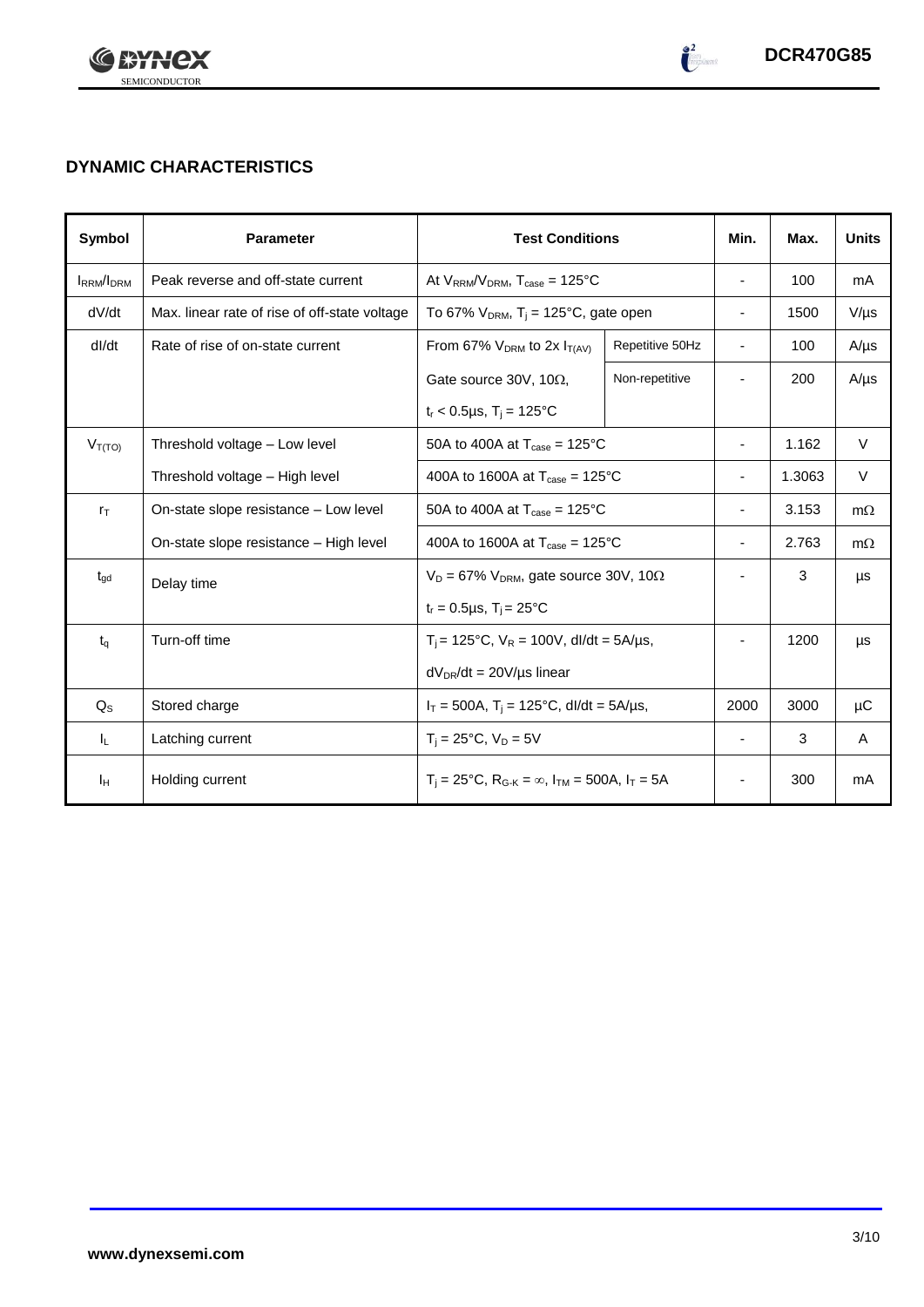## DYNAMIC CHARACTERISTICS

| Symbol | Parameter | Test Conditions | | Min. | Max. | Units |
|---|---|---|---|---|---|---|
| $I_{RRM}/I_{DRM}$ | Peak reverse and off-state current | At $V_{RRM}/V_{DRM}$, $T_{case}$ = 125°C | | - | 100 | mA |
| dV/dt | Max. linear rate of rise of off-state voltage | To 67% $V_{DRM}$, $T_j$ = 125°C, gate open | | - | 1500 | V/µs |
| dI/dt | Rate of rise of on-state current | From 67% $V_{DRM}$ to 2x $I_{T(AV)}$ | Repetitive 50Hz | - | 100 | A/µs |
| | | Gate source 30V, 10Ω, $t_r$ < 0.5µs, $T_j$ = 125°C | Non-repetitive | - | 200 | A/µs |
| $V_{T(TO)}$ | Threshold voltage – Low level | 50A to 400A at $T_{case}$ = 125°C | | - | 1.162 | V |
| | Threshold voltage – High level | 400A to 1600A at $T_{case}$ = 125°C | | - | 1.3063 | V |
| $r_T$ | On-state slope resistance – Low level | 50A to 400A at $T_{case}$ = 125°C | | - | 3.153 | mΩ |
| | On-state slope resistance – High level | 400A to 1600A at $T_{case}$ = 125°C | | - | 2.763 | mΩ |
| $t_{gd}$ | Delay time | $V_D$ = 67% $V_{DRM}$, gate source 30V, 10Ω, $t_r$ = 0.5µs, $T_j$ = 25°C | | - | 3 | µs |
| $t_q$ | Turn-off time | $T_j$ = 125°C, $V_R$ = 100V, dI/dt = 5A/µs, $dV_{DR}/dt$ = 20V/µs linear | | - | 1200 | µs |
| $Q_S$ | Stored charge | $I_T$ = 500A, $T_j$ = 125°C, dI/dt = 5A/µs, | | 2000 | 3000 | µC |
| $I_L$ | Latching current | $T_j$ = 25°C, $V_D$ = 5V | | - | 3 | A |
| $I_H$ | Holding current | $T_j$ = 25°C, $R_{G-K}$ = ∞, $I_{TM}$ = 500A, $I_T$ = 5A | | - | 300 | mA |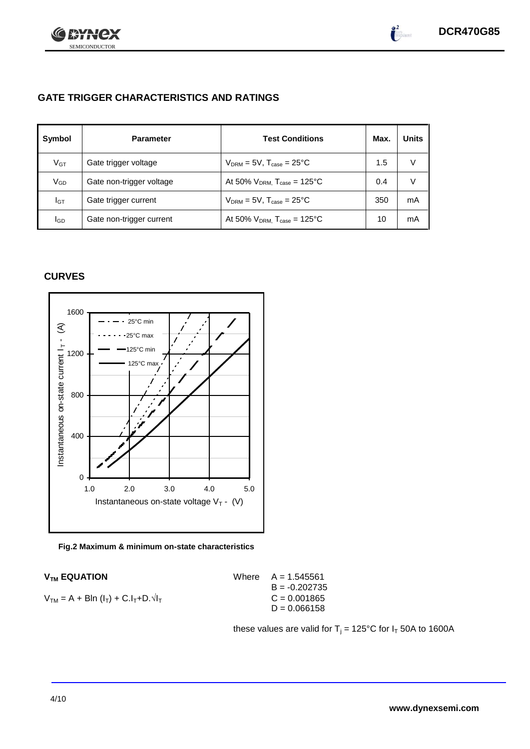## GATE TRIGGER CHARACTERISTICS AND RATINGS

| Symbol | Parameter | Test Conditions | Max. | Units |
|---|---|---|---|---|
| $V_{GT}$ | Gate trigger voltage | $V_{DRM}$ = 5V, $T_{case}$ = 25°C | 1.5 | V |
| $V_{GD}$ | Gate non-trigger voltage | At 50% $V_{DRM}$, $T_{case}$ = 125°C | 0.4 | V |
| $I_{GT}$ | Gate trigger current | $V_{DRM}$ = 5V, $T_{case}$ = 25°C | 350 | mA |
| $I_{GD}$ | Gate non-trigger current | At 50% $V_{DRM}$, $T_{case}$ = 125°C | 10 | mA |

## CURVES

**Fig.2 Maximum & minimum on-state characteristics**

### $V_{TM}$ EQUATION

$$V_{TM} = A + B\ln(I_T) + C.I_T + D.\sqrt{I_T}$$

Where
A = 1.545561
B = -0.202735
C = 0.001865
D = 0.066158

these values are valid for $T_j$ = 125°C for $I_T$ 50A to 1600A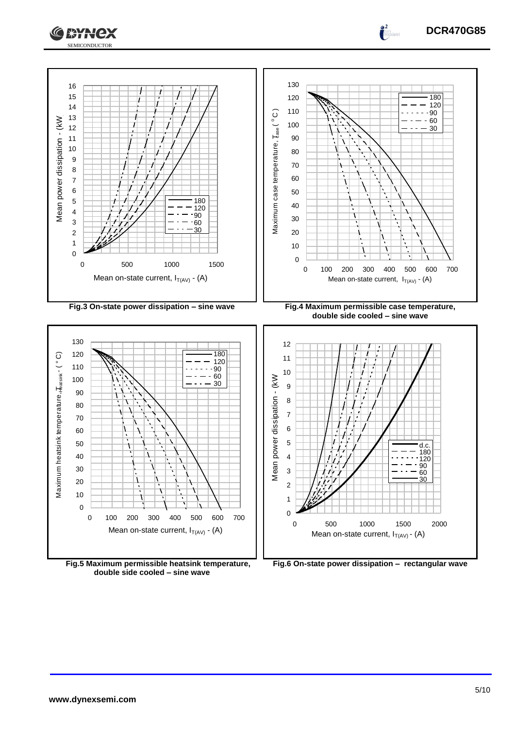Fig.3 On-state power dissipation – sine wave

Fig.4 Maximum permissible case temperature, double side cooled – sine wave

Fig.5 Maximum permissible heatsink temperature, double side cooled – sine wave

Fig.6 On-state power dissipation – rectangular wave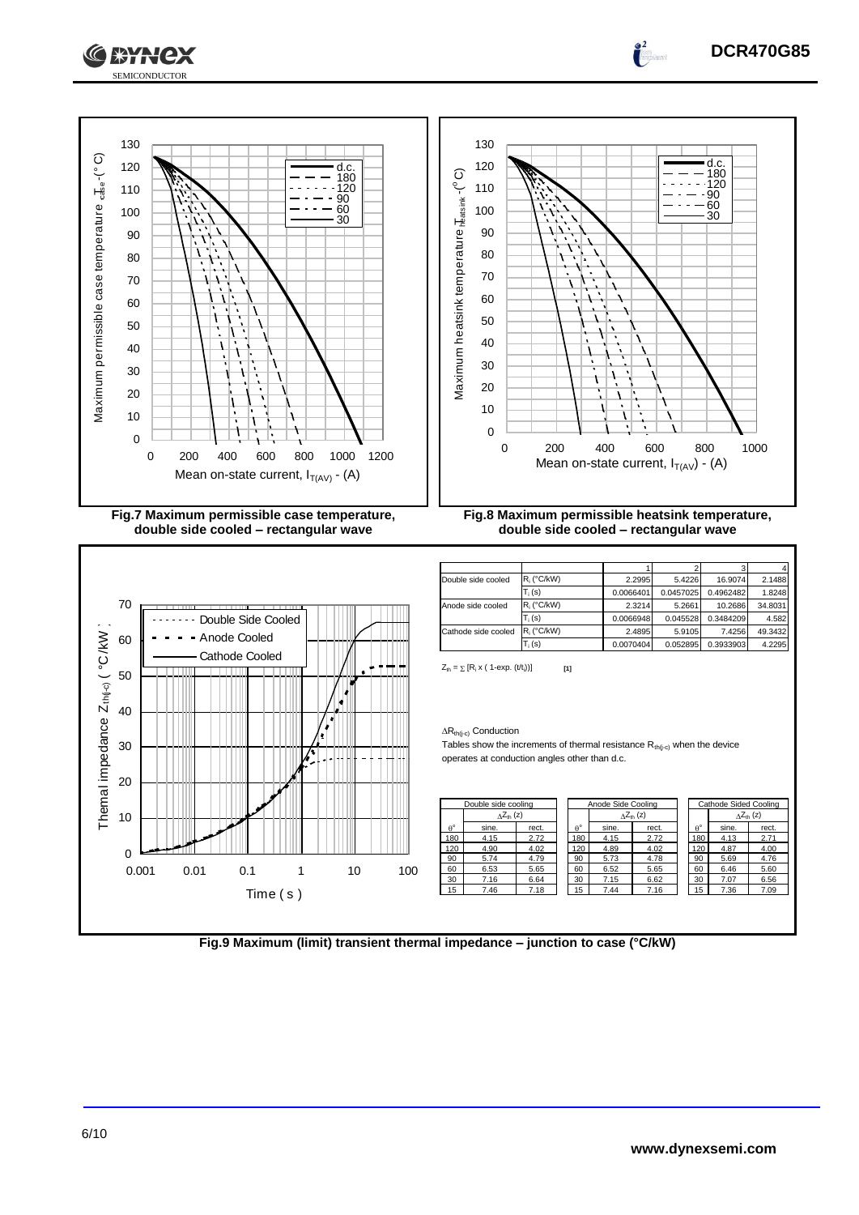Fig.7 Maximum permissible case temperature, double side cooled – rectangular wave

Fig.8 Maximum permissible heatsink temperature, double side cooled – rectangular wave

| | | 1 | 2 | 3 | 4 |
|---|---|---|---|---|---|
| Double side cooled | $R_i$ (°C/kW) | 2.2995 | 5.4226 | 16.9074 | 2.1488 |
| | $T_i$ (s) | 0.0066401 | 0.0457025 | 0.4962482 | 1.8248 |
| Anode side cooled | $R_i$ (°C/kW) | 2.3214 | 5.2661 | 10.2686 | 34.8031 |
| | $T_i$ (s) | 0.0066948 | 0.045528 | 0.3484209 | 4.582 |
| Cathode side cooled | $R_i$ (°C/kW) | 2.4895 | 5.9105 | 7.4256 | 49.3432 |
| | $T_i$ (s) | 0.0070404 | 0.052895 | 0.3933903 | 4.2295 |

$Z_{th} = \sum [R_i \times ( 1\text{-exp.} (t/t_i))]$ [1]

$\Delta R_{th(j\text{-}c)}$ Conduction

Tables show the increments of thermal resistance $R_{th(j\text{-}c)}$ when the device operates at conduction angles other than d.c.

| Double side cooling | | |
|---|---|---|
| | $\Delta Z_{th}$ (z) | |
| θ° | sine. | rect. |
| 180 | 4.15 | 2.72 |
| 120 | 4.90 | 4.02 |
| 90 | 5.74 | 4.79 |
| 60 | 6.53 | 5.65 |
| 30 | 7.16 | 6.64 |
| 15 | 7.46 | 7.18 |

| Anode Side Cooling | | |
|---|---|---|
| | $\Delta Z_{th}$ (z) | |
| θ° | sine. | rect. |
| 180 | 4.15 | 2.72 |
| 120 | 4.89 | 4.02 |
| 90 | 5.73 | 4.78 |
| 60 | 6.52 | 5.65 |
| 30 | 7.15 | 6.62 |
| 15 | 7.44 | 7.16 |

| Cathode Sided Cooling | | |
|---|---|---|
| | $\Delta Z_{th}$ (z) | |
| θ° | sine. | rect. |
| 180 | 4.13 | 2.71 |
| 120 | 4.87 | 4.00 |
| 90 | 5.69 | 4.76 |
| 60 | 6.46 | 5.60 |
| 30 | 7.07 | 6.56 |
| 15 | 7.36 | 7.09 |

Fig.9 Maximum (limit) transient thermal impedance – junction to case (°C/kW)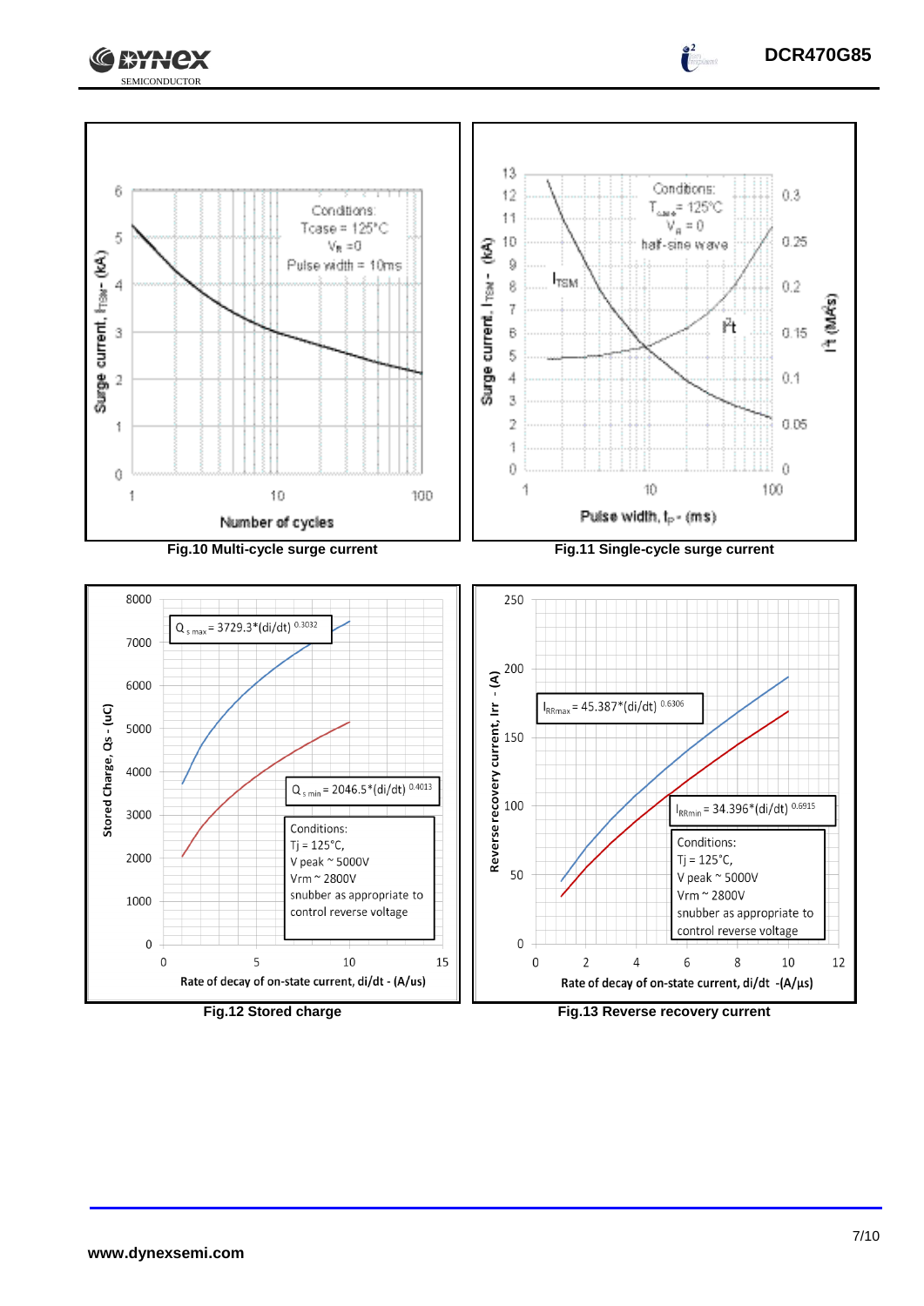Fig.10 Multi-cycle surge current

Conditions:
Tcase = 125°C
$V_R$ = 0
Pulse width = 10ms

Surge current, $I_{TSM}$ - (kA)

Number of cycles

Fig.11 Single-cycle surge current

Conditions:
$T_{case}$ = 125°C
$V_R$ = 0
half-sine wave

$I_{TSM}$

$I^2t$

Surge current, $I_{TSM}$ - (kA)

$I^2t$ (MA²s)

Pulse width, $t_P$ - (ms)

Fig.12 Stored charge

$Q_{s\ max} = 3729.3*(di/dt)^{0.3032}$

$Q_{s\ min} = 2046.5*(di/dt)^{0.4013}$

Conditions:
Tj = 125°C,
V peak ~ 5000V
Vrm ~ 2800V
snubber as appropriate to control reverse voltage

Stored Charge, Qs - (uC)

Rate of decay of on-state current, di/dt - (A/us)

Fig.13 Reverse recovery current

$I_{RRmax} = 45.387*(di/dt)^{0.6306}$

$I_{RRmin} = 34.396*(di/dt)^{0.6915}$

Conditions:
Tj = 125°C,
V peak ~ 5000V
Vrm ~ 2800V
snubber as appropriate to control reverse voltage

Reverse recovery current, Irr - (A)

Rate of decay of on-state current, di/dt - (A/µs)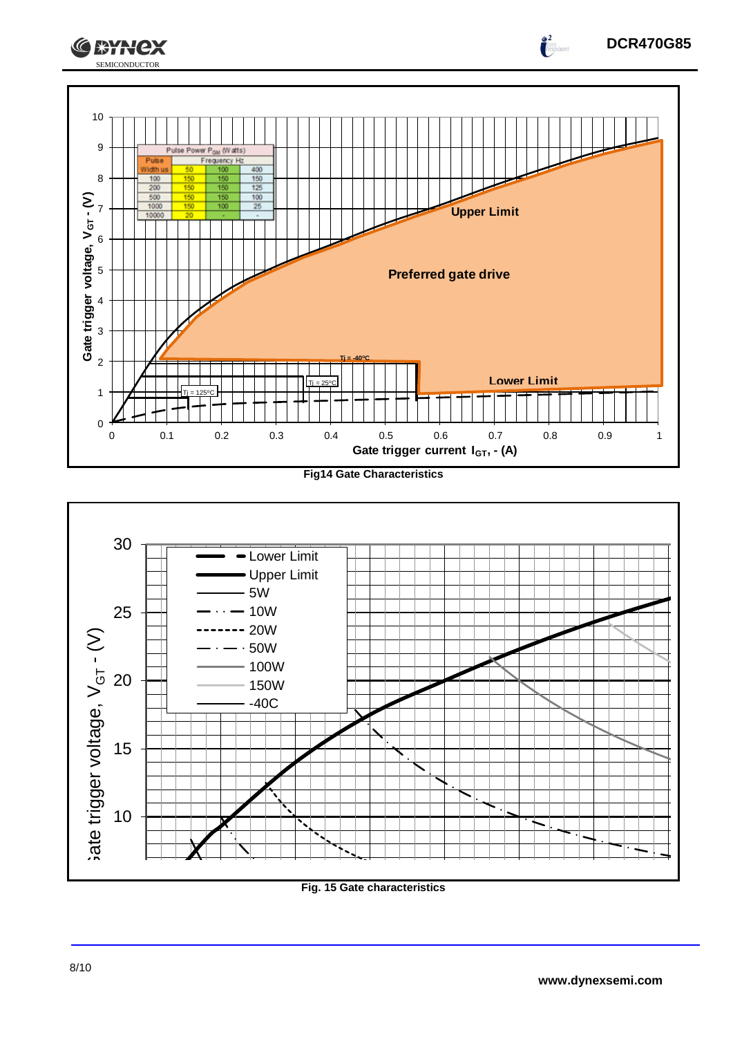Fig14 Gate Characteristics

Fig. 15 Gate characteristics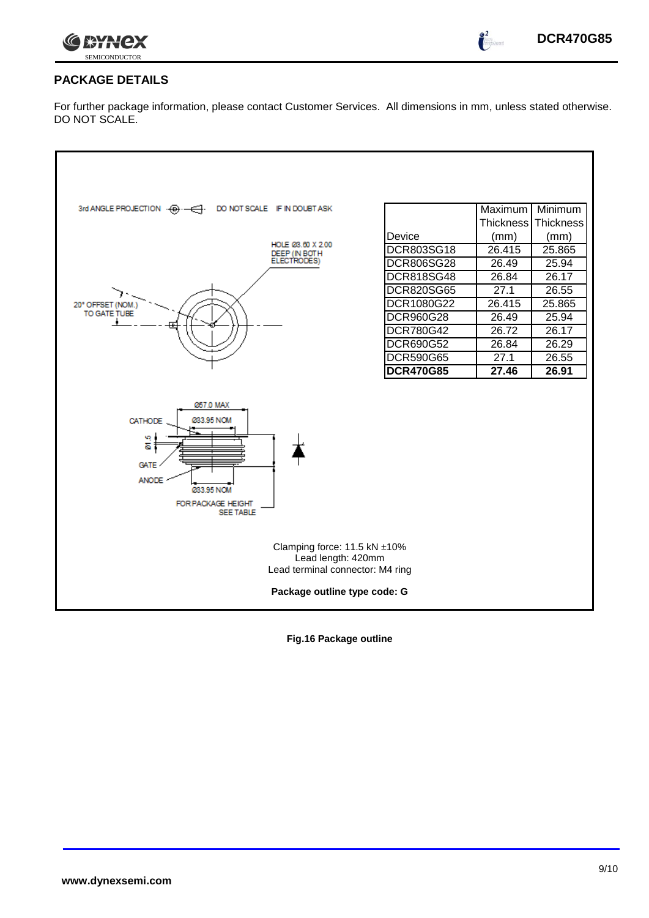## PACKAGE DETAILS

For further package information, please contact Customer Services. All dimensions in mm, unless stated otherwise. DO NOT SCALE.

3rd ANGLE PROJECTION DO NOT SCALE IF IN DOUBT ASK

HOLE Ø3.60 X 2.00 DEEP (IN BOTH ELECTRODES)

20° OFFSET (NOM.) TO GATE TUBE

| Device | Maximum Thickness (mm) | Minimum Thickness (mm) |
|---|---|---|
| DCR803SG18 | 26.415 | 25.865 |
| DCR806SG28 | 26.49 | 25.94 |
| DCR818SG48 | 26.84 | 26.17 |
| DCR820SG65 | 27.1 | 26.55 |
| DCR1080G22 | 26.415 | 25.865 |
| DCR960G28 | 26.49 | 25.94 |
| DCR780G42 | 26.72 | 26.17 |
| DCR690G52 | 26.84 | 26.29 |
| DCR590G65 | 27.1 | 26.55 |
| **DCR470G85** | **27.46** | **26.91** |

Ø57.0 MAX

CATHODE Ø33.95 NOM

Ø1.5

GATE

ANODE Ø33.95 NOM

FOR PACKAGE HEIGHT SEE TABLE

Clamping force: 11.5 kN ±10%
Lead length: 420mm
Lead terminal connector: M4 ring

**Package outline type code: G**

**Fig.16 Package outline**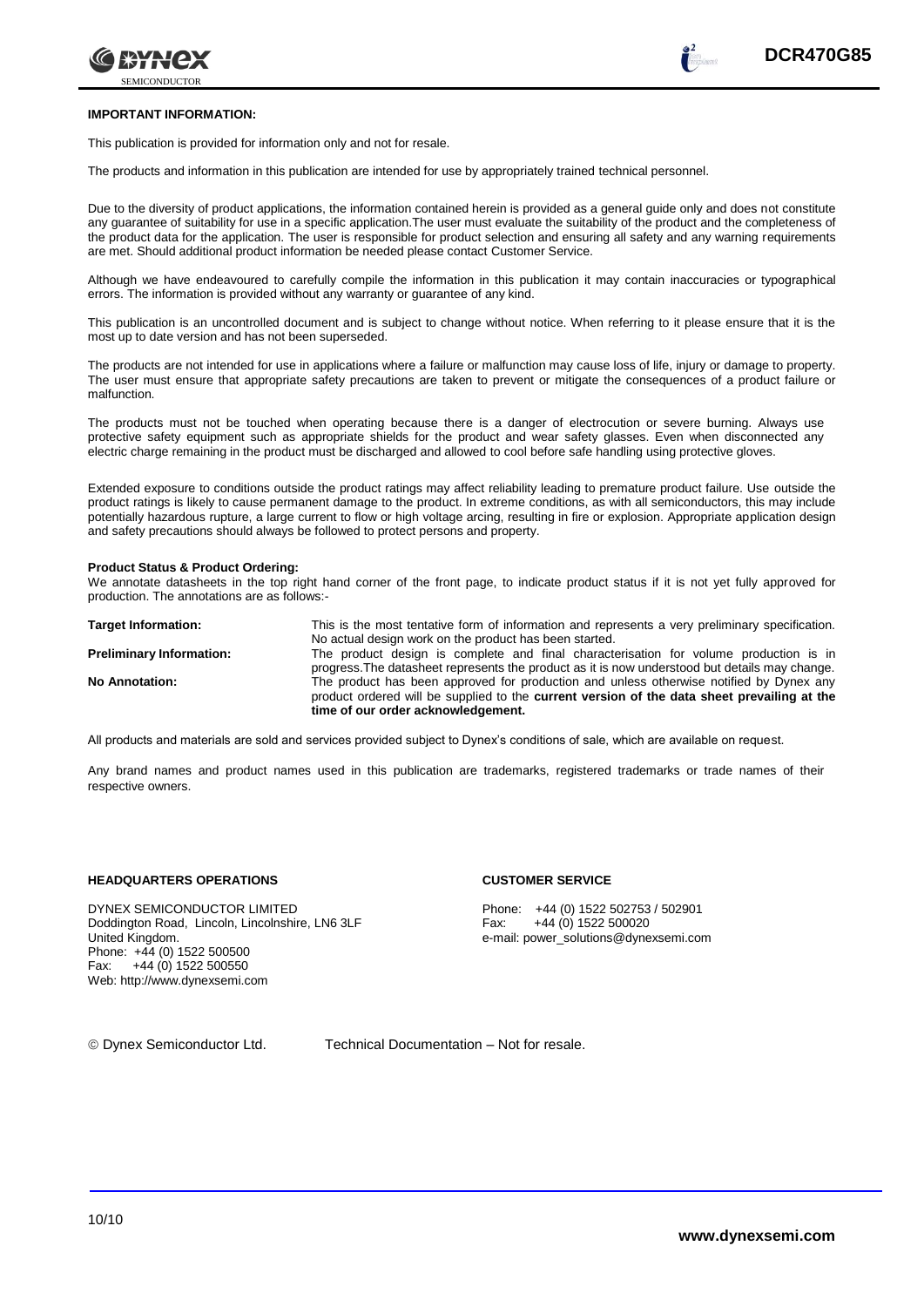**IMPORTANT INFORMATION:**

This publication is provided for information only and not for resale.

The products and information in this publication are intended for use by appropriately trained technical personnel.

Due to the diversity of product applications, the information contained herein is provided as a general guide only and does not constitute any guarantee of suitability for use in a specific application.The user must evaluate the suitability of the product and the completeness of the product data for the application. The user is responsible for product selection and ensuring all safety and any warning requirements are met. Should additional product information be needed please contact Customer Service.

Although we have endeavoured to carefully compile the information in this publication it may contain inaccuracies or typographical errors. The information is provided without any warranty or guarantee of any kind.

This publication is an uncontrolled document and is subject to change without notice. When referring to it please ensure that it is the most up to date version and has not been superseded.

The products are not intended for use in applications where a failure or malfunction may cause loss of life, injury or damage to property. The user must ensure that appropriate safety precautions are taken to prevent or mitigate the consequences of a product failure or malfunction.

The products must not be touched when operating because there is a danger of electrocution or severe burning. Always use protective safety equipment such as appropriate shields for the product and wear safety glasses. Even when disconnected any electric charge remaining in the product must be discharged and allowed to cool before safe handling using protective gloves.

Extended exposure to conditions outside the product ratings may affect reliability leading to premature product failure. Use outside the product ratings is likely to cause permanent damage to the product. In extreme conditions, as with all semiconductors, this may include potentially hazardous rupture, a large current to flow or high voltage arcing, resulting in fire or explosion. Appropriate application design and safety precautions should always be followed to protect persons and property.

**Product Status & Product Ordering:**

We annotate datasheets in the top right hand corner of the front page, to indicate product status if it is not yet fully approved for production. The annotations are as follows:-

| | |
|---|---|
| **Target Information:** | This is the most tentative form of information and represents a very preliminary specification. No actual design work on the product has been started. |
| **Preliminary Information:** | The product design is complete and final characterisation for volume production is in progress.The datasheet represents the product as it is now understood but details may change. |
| **No Annotation:** | The product has been approved for production and unless otherwise notified by Dynex any product ordered will be supplied to the **current version of the data sheet prevailing at the time of our order acknowledgement.** |

All products and materials are sold and services provided subject to Dynex's conditions of sale, which are available on request.

Any brand names and product names used in this publication are trademarks, registered trademarks or trade names of their respective owners.

**HEADQUARTERS OPERATIONS**

DYNEX SEMICONDUCTOR LIMITED
Doddington Road, Lincoln, Lincolnshire, LN6 3LF
United Kingdom.
Phone: +44 (0) 1522 500500
Fax: +44 (0) 1522 500550
Web: http://www.dynexsemi.com

**CUSTOMER SERVICE**

Phone: +44 (0) 1522 502753 / 502901
Fax: +44 (0) 1522 500020
e-mail: power_solutions@dynexsemi.com

© Dynex Semiconductor Ltd. Technical Documentation – Not for resale.